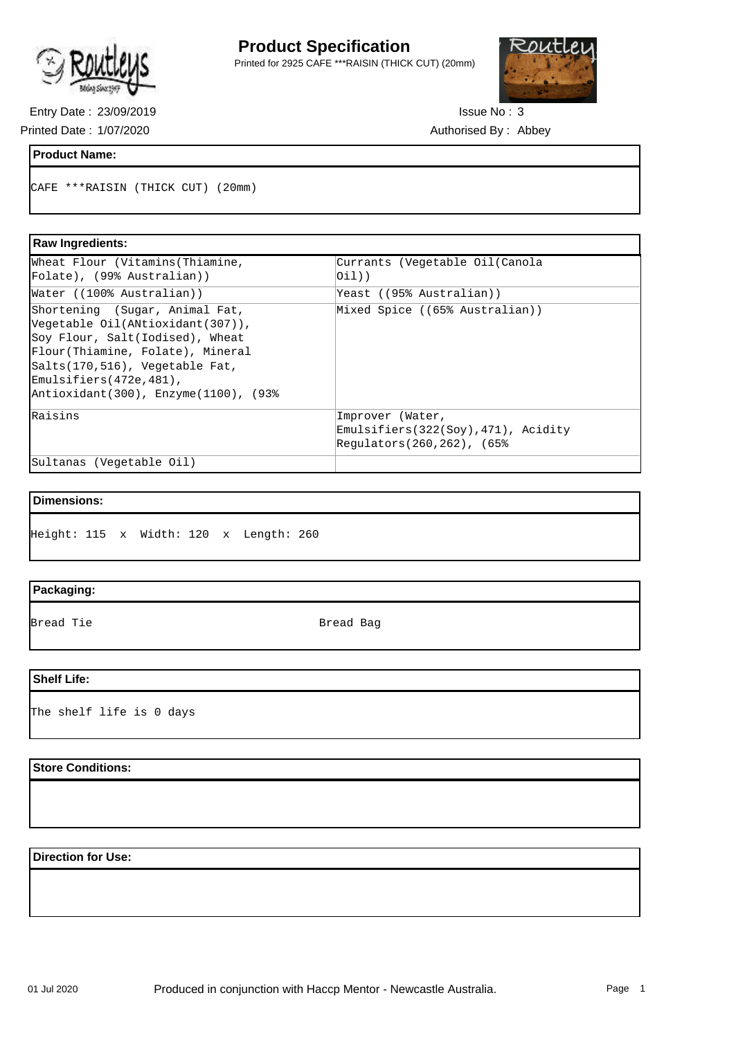# Product Specification

Printed for 2925 CAFE ***RAISIN (THICK CUT) (20mm)

Entry Date : 23/09/2019

Printed Date : 1/07/2020

Issue No : 3

Authorised By : Abbey

## Product Name:

CAFE ***RAISIN (THICK CUT) (20mm)

## Raw Ingredients:

| | |
|---|---|
| Wheat Flour (Vitamins(Thiamine, Folate), (99% Australian)) | Currants (Vegetable Oil(Canola Oil)) |
| Water ((100% Australian)) | Yeast ((95% Australian)) |
| Shortening (Sugar, Animal Fat, Vegetable Oil(ANtioxidant(307)), Soy Flour, Salt(Iodised), Wheat Flour(Thiamine, Folate), Mineral Salts(170,516), Vegetable Fat, Emulsifiers(472e,481), Antioxidant(300), Enzyme(1100), (93% | Mixed Spice ((65% Australian)) |
| Raisins | Improver (Water, Emulsifiers(322(Soy),471), Acidity Regulators(260,262), (65% |
| Sultanas (Vegetable Oil) | |

## Dimensions:

Height: 115 x Width: 120 x Length: 260

## Packaging:

Bread Tie

Bread Bag

## Shelf Life:

The shelf life is 0 days

## Store Conditions:

## Direction for Use:

Produced in conjunction with Haccp Mentor - Newcastle Australia.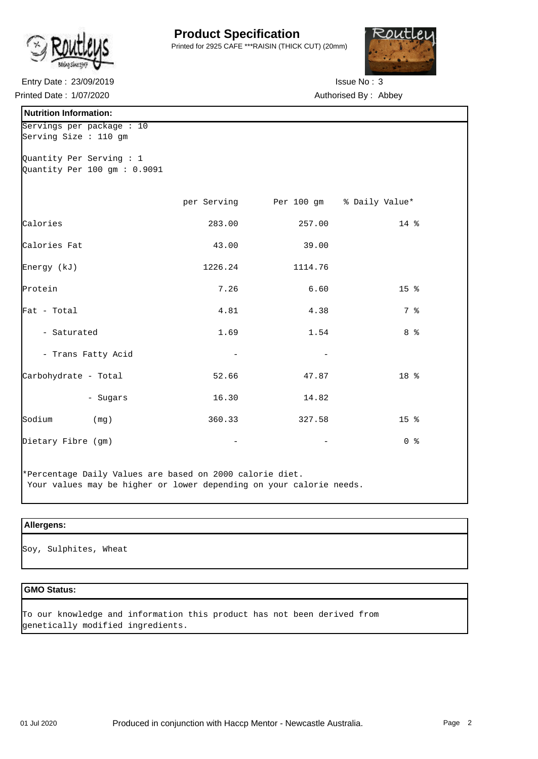# Product Specification

Printed for 2925 CAFE ***RAISIN (THICK CUT) (20mm)

Entry Date : 23/09/2019

Issue No : 3

Printed Date : 1/07/2020

Authorised By : Abbey

## Nutrition Information:

Servings per package : 10
Serving Size : 110 gm

Quantity Per Serving : 1
Quantity Per 100 gm : 0.9091

| | per Serving | Per 100 gm | % Daily Value* |
|---|---|---|---|
| Calories | 283.00 | 257.00 | 14 % |
| Calories Fat | 43.00 | 39.00 | |
| Energy (kJ) | 1226.24 | 1114.76 | |
| Protein | 7.26 | 6.60 | 15 % |
| Fat - Total | 4.81 | 4.38 | 7 % |
| - Saturated | 1.69 | 1.54 | 8 % |
| - Trans Fatty Acid | - | - | |
| Carbohydrate - Total | 52.66 | 47.87 | 18 % |
| - Sugars | 16.30 | 14.82 | |
| Sodium (mg) | 360.33 | 327.58 | 15 % |
| Dietary Fibre (gm) | - | - | 0 % |

*Percentage Daily Values are based on 2000 calorie diet.
Your values may be higher or lower depending on your calorie needs.

## Allergens:

Soy, Sulphites, Wheat

## GMO Status:

To our knowledge and information this product has not been derived from genetically modified ingredients.

Produced in conjunction with Haccp Mentor - Newcastle Australia.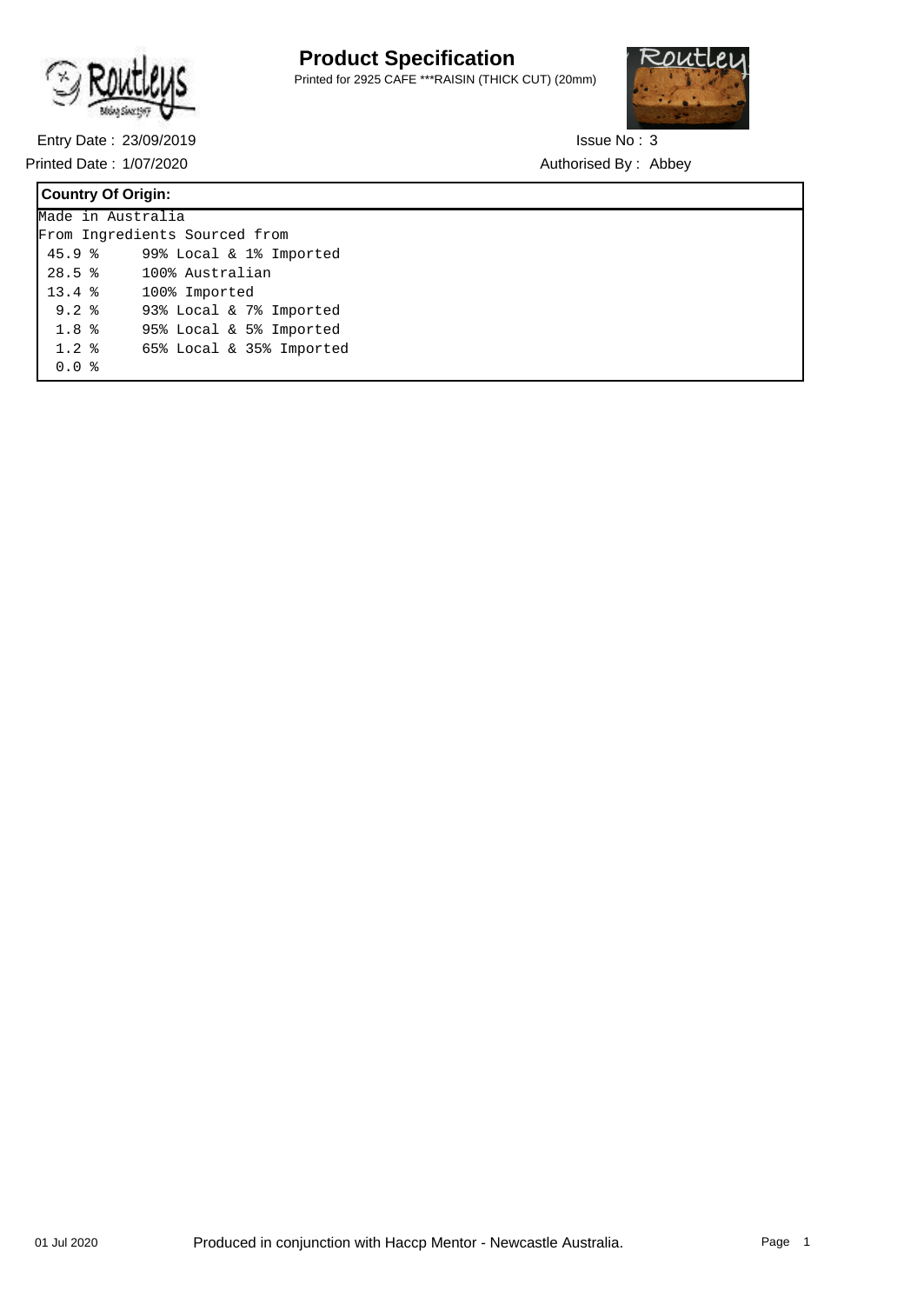# Product Specification

Printed for 2925 CAFE ***RAISIN (THICK CUT) (20mm)

Entry Date : 23/09/2019

Printed Date : 1/07/2020

Issue No : 3

Authorised By : Abbey

**Country Of Origin:**

Made in Australia

From Ingredients Sourced from

| | |
|---|---|
| 45.9 % | 99% Local & 1% Imported |
| 28.5 % | 100% Australian |
| 13.4 % | 100% Imported |
| 9.2 % | 93% Local & 7% Imported |
| 1.8 % | 95% Local & 5% Imported |
| 1.2 % | 65% Local & 35% Imported |
| 0.0 % | |

01 Jul 2020 Produced in conjunction with Haccp Mentor - Newcastle Australia.